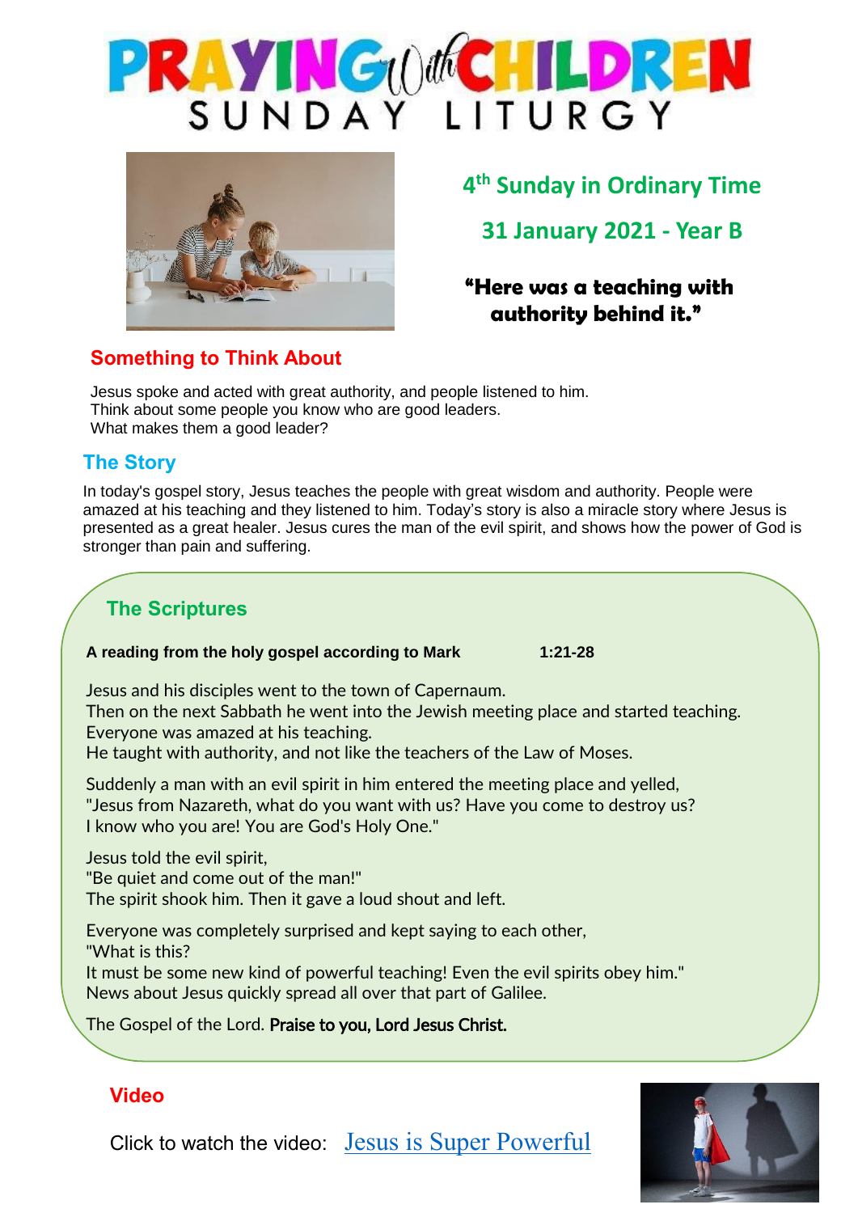# PRAYING with CHILDREN
## SUNDAY LITURGY

## 4th Sunday in Ordinary Time

## 31 January 2021 - Year B

**"Here was a teaching with authority behind it."**

## Something to Think About

Jesus spoke and acted with great authority, and people listened to him.
Think about some people you know who are good leaders.
What makes them a good leader?

## The Story

In today's gospel story, Jesus teaches the people with great wisdom and authority. People were amazed at his teaching and they listened to him. Today's story is also a miracle story where Jesus is presented as a great healer. Jesus cures the man of the evil spirit, and shows how the power of God is stronger than pain and suffering.

## The Scriptures

**A reading from the holy gospel according to Mark 1:21-28**

Jesus and his disciples went to the town of Capernaum.
Then on the next Sabbath he went into the Jewish meeting place and started teaching.
Everyone was amazed at his teaching.
He taught with authority, and not like the teachers of the Law of Moses.

Suddenly a man with an evil spirit in him entered the meeting place and yelled,
"Jesus from Nazareth, what do you want with us? Have you come to destroy us?
I know who you are! You are God's Holy One."

Jesus told the evil spirit,
"Be quiet and come out of the man!"
The spirit shook him. Then it gave a loud shout and left.

Everyone was completely surprised and kept saying to each other,
"What is this?
It must be some new kind of powerful teaching! Even the evil spirits obey him."
News about Jesus quickly spread all over that part of Galilee.

The Gospel of the Lord. **Praise to you, Lord Jesus Christ.**

## Video

Click to watch the video: [Jesus is Super Powerful]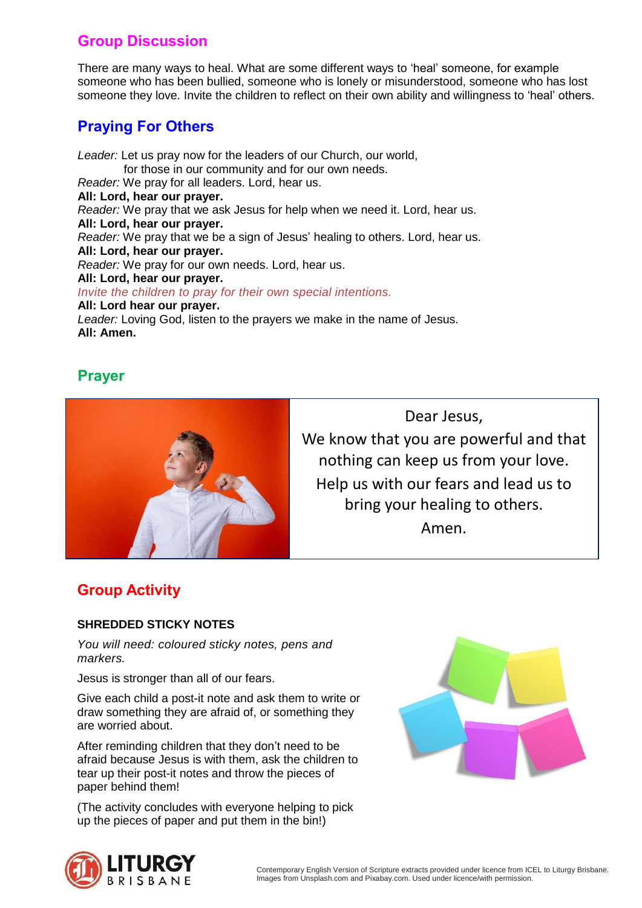## Group Discussion

There are many ways to heal. What are some different ways to 'heal' someone, for example someone who has been bullied, someone who is lonely or misunderstood, someone who has lost someone they love. Invite the children to reflect on their own ability and willingness to 'heal' others.

## Praying For Others

*Leader:* Let us pray now for the leaders of our Church, our world,
for those in our community and for our own needs.
*Reader:* We pray for all leaders. Lord, hear us.
**All: Lord, hear our prayer.**
*Reader:* We pray that we ask Jesus for help when we need it. Lord, hear us.
**All: Lord, hear our prayer.**
*Reader:* We pray that we be a sign of Jesus' healing to others. Lord, hear us.
**All: Lord, hear our prayer.**
*Reader:* We pray for our own needs. Lord, hear us.
**All: Lord, hear our prayer.**
*Invite the children to pray for their own special intentions.*
**All: Lord hear our prayer.**
*Leader:* Loving God, listen to the prayers we make in the name of Jesus.
**All: Amen.**

## Prayer

Dear Jesus,
We know that you are powerful and that nothing can keep us from your love.
Help us with our fears and lead us to bring your healing to others.
Amen.

## Group Activity

**SHREDDED STICKY NOTES**

*You will need: coloured sticky notes, pens and markers.*

Jesus is stronger than all of our fears.

Give each child a post-it note and ask them to write or draw something they are afraid of, or something they are worried about.

After reminding children that they don't need to be afraid because Jesus is with them, ask the children to tear up their post-it notes and throw the pieces of paper behind them!

(The activity concludes with everyone helping to pick up the pieces of paper and put them in the bin!)

Contemporary English Version of Scripture extracts provided under licence from ICEL to Liturgy Brisbane. Images from Unsplash.com and Pixabay.com. Used under licence/with permission.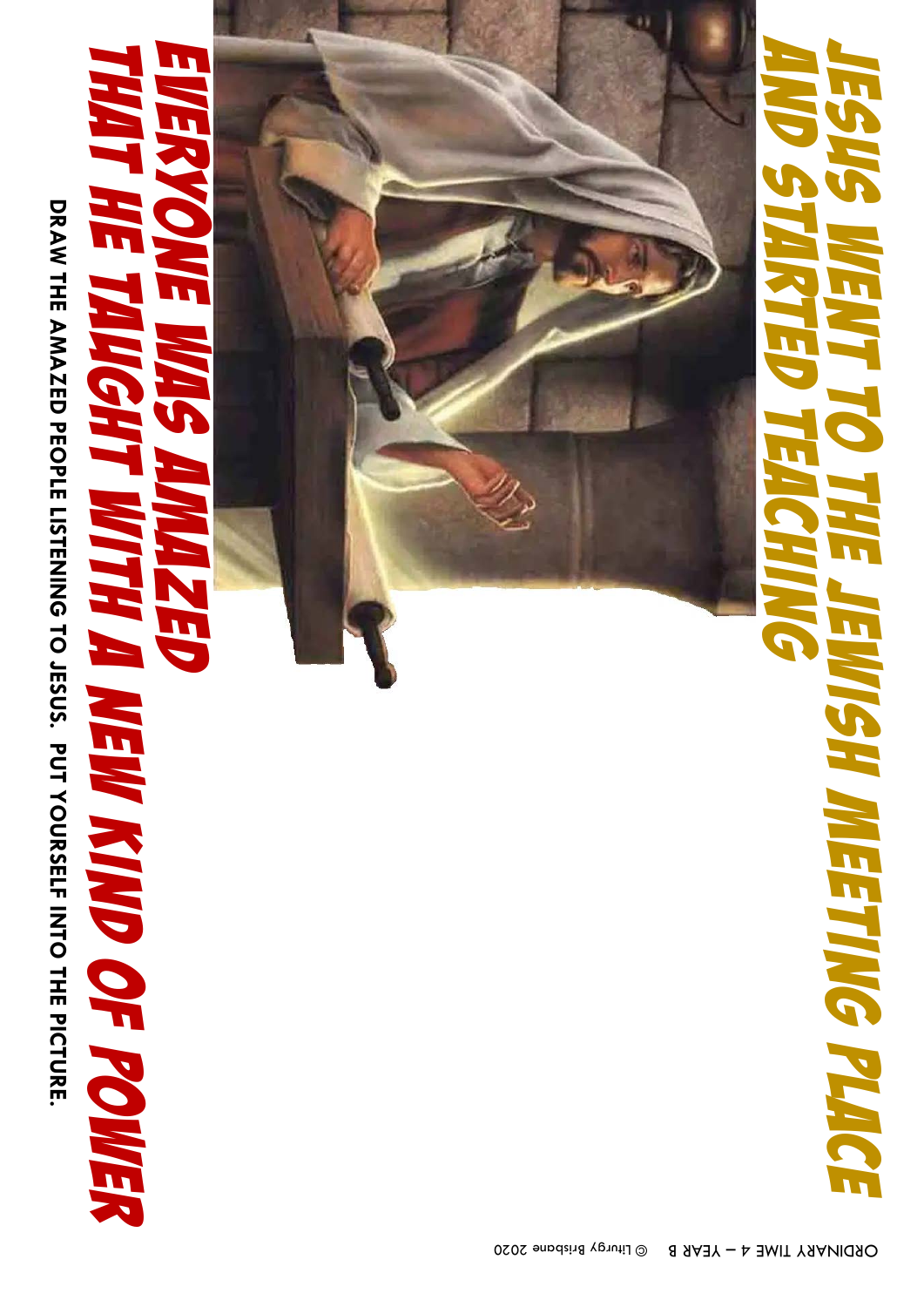# JESUS WENT TO THE JEWISH MEETING PLACE AND STARTED TEACHING

# EVERYONE WAS AMAZED THAT HE TAUGHT WITH A NEW KIND OF POWER

**DRAW THE AMAZED PEOPLE LISTENING TO JESUS. PUT YOURSELF INTO THE PICTURE.**

ORDINARY TIME 4 – YEAR B © Liturgy Brisbane 2020